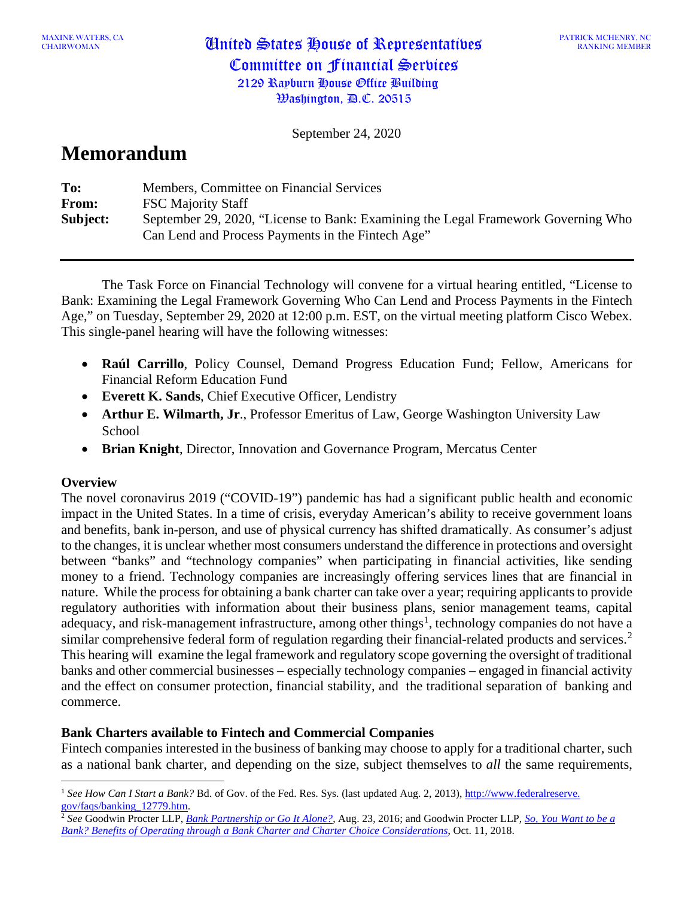MAXINE WATERS, CA
CHAIRWOMAN

United States House of Representatives
Committee on Financial Services
2129 Rayburn House Office Building
Washington, D.C. 20515

PATRICK MCHENRY, NC
RANKING MEMBER

September 24, 2020

# Memorandum

**To:** Members, Committee on Financial Services
**From:** FSC Majority Staff
**Subject:** September 29, 2020, "License to Bank: Examining the Legal Framework Governing Who Can Lend and Process Payments in the Fintech Age"

---

The Task Force on Financial Technology will convene for a virtual hearing entitled, "License to Bank: Examining the Legal Framework Governing Who Can Lend and Process Payments in the Fintech Age," on Tuesday, September 29, 2020 at 12:00 p.m. EST, on the virtual meeting platform Cisco Webex. This single-panel hearing will have the following witnesses:

- **Raúl Carrillo**, Policy Counsel, Demand Progress Education Fund; Fellow, Americans for Financial Reform Education Fund
- **Everett K. Sands**, Chief Executive Officer, Lendistry
- **Arthur E. Wilmarth, Jr**., Professor Emeritus of Law, George Washington University Law School
- **Brian Knight**, Director, Innovation and Governance Program, Mercatus Center

**Overview**

The novel coronavirus 2019 ("COVID-19") pandemic has had a significant public health and economic impact in the United States. In a time of crisis, everyday American's ability to receive government loans and benefits, bank in-person, and use of physical currency has shifted dramatically. As consumer's adjust to the changes, it is unclear whether most consumers understand the difference in protections and oversight between "banks" and "technology companies" when participating in financial activities, like sending money to a friend. Technology companies are increasingly offering services lines that are financial in nature. While the process for obtaining a bank charter can take over a year; requiring applicants to provide regulatory authorities with information about their business plans, senior management teams, capital adequacy, and risk-management infrastructure, among other things[1], technology companies do not have a similar comprehensive federal form of regulation regarding their financial-related products and services.[2] This hearing will examine the legal framework and regulatory scope governing the oversight of traditional banks and other commercial businesses – especially technology companies – engaged in financial activity and the effect on consumer protection, financial stability, and the traditional separation of banking and commerce.

**Bank Charters available to Fintech and Commercial Companies**

Fintech companies interested in the business of banking may choose to apply for a traditional charter, such as a national bank charter, and depending on the size, subject themselves to *all* the same requirements,

---

[1] *See How Can I Start a Bank?* Bd. of Gov. of the Fed. Res. Sys. (last updated Aug. 2, 2013), http://www.federalreserve.gov/faqs/banking_12779.htm.

[2] *See* Goodwin Procter LLP, *Bank Partnership or Go It Alone?*, Aug. 23, 2016; and Goodwin Procter LLP, *So, You Want to be a Bank? Benefits of Operating through a Bank Charter and Charter Choice Considerations*, Oct. 11, 2018.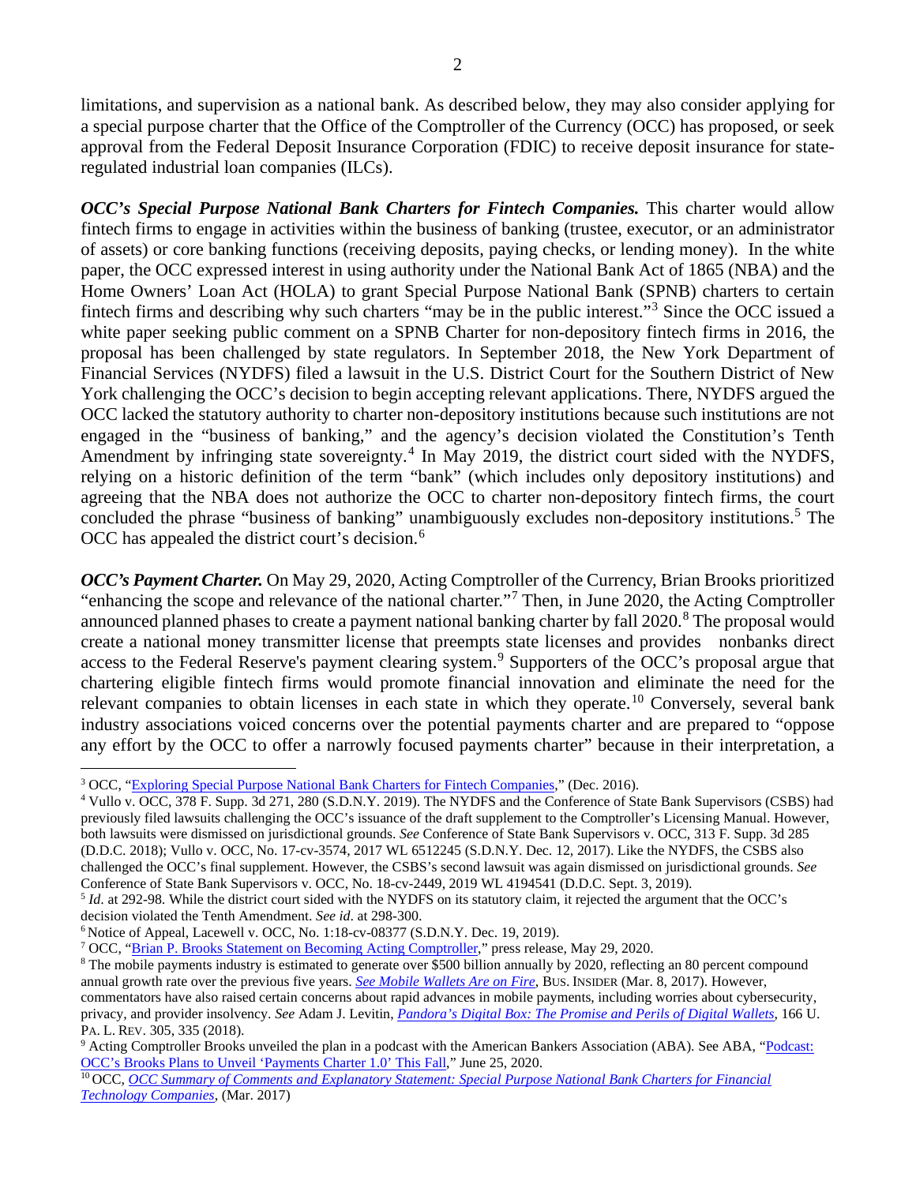limitations, and supervision as a national bank. As described below, they may also consider applying for a special purpose charter that the Office of the Comptroller of the Currency (OCC) has proposed, or seek approval from the Federal Deposit Insurance Corporation (FDIC) to receive deposit insurance for state-regulated industrial loan companies (ILCs).

***OCC's Special Purpose National Bank Charters for Fintech Companies.*** This charter would allow fintech firms to engage in activities within the business of banking (trustee, executor, or an administrator of assets) or core banking functions (receiving deposits, paying checks, or lending money). In the white paper, the OCC expressed interest in using authority under the National Bank Act of 1865 (NBA) and the Home Owners' Loan Act (HOLA) to grant Special Purpose National Bank (SPNB) charters to certain fintech firms and describing why such charters "may be in the public interest."[3] Since the OCC issued a white paper seeking public comment on a SPNB Charter for non-depository fintech firms in 2016, the proposal has been challenged by state regulators. In September 2018, the New York Department of Financial Services (NYDFS) filed a lawsuit in the U.S. District Court for the Southern District of New York challenging the OCC's decision to begin accepting relevant applications. There, NYDFS argued the OCC lacked the statutory authority to charter non-depository institutions because such institutions are not engaged in the "business of banking," and the agency's decision violated the Constitution's Tenth Amendment by infringing state sovereignty.[4] In May 2019, the district court sided with the NYDFS, relying on a historic definition of the term "bank" (which includes only depository institutions) and agreeing that the NBA does not authorize the OCC to charter non-depository fintech firms, the court concluded the phrase "business of banking" unambiguously excludes non-depository institutions.[5] The OCC has appealed the district court's decision.[6]

***OCC's Payment Charter.*** On May 29, 2020, Acting Comptroller of the Currency, Brian Brooks prioritized "enhancing the scope and relevance of the national charter."[7] Then, in June 2020, the Acting Comptroller announced planned phases to create a payment national banking charter by fall 2020.[8] The proposal would create a national money transmitter license that preempts state licenses and provides nonbanks direct access to the Federal Reserve's payment clearing system.[9] Supporters of the OCC's proposal argue that chartering eligible fintech firms would promote financial innovation and eliminate the need for the relevant companies to obtain licenses in each state in which they operate.[10] Conversely, several bank industry associations voiced concerns over the potential payments charter and are prepared to "oppose any effort by the OCC to offer a narrowly focused payments charter" because in their interpretation, a

---

[3] OCC, "Exploring Special Purpose National Bank Charters for Fintech Companies," (Dec. 2016).

[4] Vullo v. OCC, 378 F. Supp. 3d 271, 280 (S.D.N.Y. 2019). The NYDFS and the Conference of State Bank Supervisors (CSBS) had previously filed lawsuits challenging the OCC's issuance of the draft supplement to the Comptroller's Licensing Manual. However, both lawsuits were dismissed on jurisdictional grounds. *See* Conference of State Bank Supervisors v. OCC, 313 F. Supp. 3d 285 (D.D.C. 2018); Vullo v. OCC, No. 17-cv-3574, 2017 WL 6512245 (S.D.N.Y. Dec. 12, 2017). Like the NYDFS, the CSBS also challenged the OCC's final supplement. However, the CSBS's second lawsuit was again dismissed on jurisdictional grounds. *See* Conference of State Bank Supervisors v. OCC, No. 18-cv-2449, 2019 WL 4194541 (D.D.C. Sept. 3, 2019).

[5] *Id*. at 292-98. While the district court sided with the NYDFS on its statutory claim, it rejected the argument that the OCC's decision violated the Tenth Amendment. *See id*. at 298-300.

[6] Notice of Appeal, Lacewell v. OCC, No. 1:18-cv-08377 (S.D.N.Y. Dec. 19, 2019).

[7] OCC, "Brian P. Brooks Statement on Becoming Acting Comptroller," press release, May 29, 2020.

[8] The mobile payments industry is estimated to generate over $500 billion annually by 2020, reflecting an 80 percent compound annual growth rate over the previous five years. *See Mobile Wallets Are on Fire*, BUS. INSIDER (Mar. 8, 2017). However, commentators have also raised certain concerns about rapid advances in mobile payments, including worries about cybersecurity, privacy, and provider insolvency. *See* Adam J. Levitin, *Pandora's Digital Box: The Promise and Perils of Digital Wallets*, 166 U. PA. L. REV. 305, 335 (2018).

[9] Acting Comptroller Brooks unveiled the plan in a podcast with the American Bankers Association (ABA). See ABA, "Podcast: OCC's Brooks Plans to Unveil 'Payments Charter 1.0' This Fall," June 25, 2020.

[10] OCC, *OCC Summary of Comments and Explanatory Statement: Special Purpose National Bank Charters for Financial Technology Companies*, (Mar. 2017)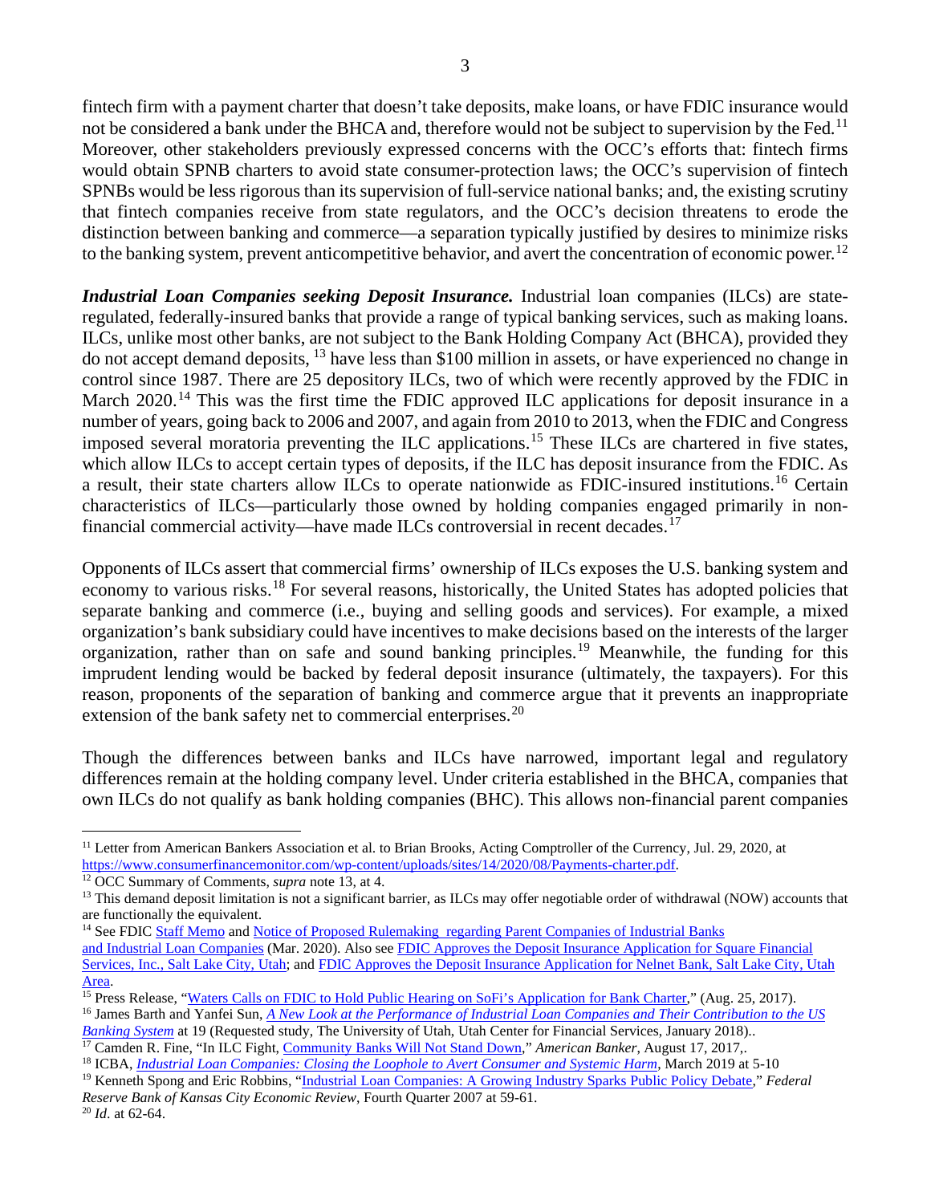fintech firm with a payment charter that doesn't take deposits, make loans, or have FDIC insurance would not be considered a bank under the BHCA and, therefore would not be subject to supervision by the Fed.[11] Moreover, other stakeholders previously expressed concerns with the OCC's efforts that: fintech firms would obtain SPNB charters to avoid state consumer-protection laws; the OCC's supervision of fintech SPNBs would be less rigorous than its supervision of full-service national banks; and, the existing scrutiny that fintech companies receive from state regulators, and the OCC's decision threatens to erode the distinction between banking and commerce—a separation typically justified by desires to minimize risks to the banking system, prevent anticompetitive behavior, and avert the concentration of economic power.[12]

***Industrial Loan Companies seeking Deposit Insurance.*** Industrial loan companies (ILCs) are state-regulated, federally-insured banks that provide a range of typical banking services, such as making loans. ILCs, unlike most other banks, are not subject to the Bank Holding Company Act (BHCA), provided they do not accept demand deposits, [13] have less than $100 million in assets, or have experienced no change in control since 1987. There are 25 depository ILCs, two of which were recently approved by the FDIC in March 2020.[14] This was the first time the FDIC approved ILC applications for deposit insurance in a number of years, going back to 2006 and 2007, and again from 2010 to 2013, when the FDIC and Congress imposed several moratoria preventing the ILC applications.[15] These ILCs are chartered in five states, which allow ILCs to accept certain types of deposits, if the ILC has deposit insurance from the FDIC. As a result, their state charters allow ILCs to operate nationwide as FDIC-insured institutions.[16] Certain characteristics of ILCs—particularly those owned by holding companies engaged primarily in non-financial commercial activity—have made ILCs controversial in recent decades.[17]

Opponents of ILCs assert that commercial firms' ownership of ILCs exposes the U.S. banking system and economy to various risks.[18] For several reasons, historically, the United States has adopted policies that separate banking and commerce (i.e., buying and selling goods and services). For example, a mixed organization's bank subsidiary could have incentives to make decisions based on the interests of the larger organization, rather than on safe and sound banking principles.[19] Meanwhile, the funding for this imprudent lending would be backed by federal deposit insurance (ultimately, the taxpayers). For this reason, proponents of the separation of banking and commerce argue that it prevents an inappropriate extension of the bank safety net to commercial enterprises.[20]

Though the differences between banks and ILCs have narrowed, important legal and regulatory differences remain at the holding company level. Under criteria established in the BHCA, companies that own ILCs do not qualify as bank holding companies (BHC). This allows non-financial parent companies

---

[11] Letter from American Bankers Association et al. to Brian Brooks, Acting Comptroller of the Currency, Jul. 29, 2020, at https://www.consumerfinancemonitor.com/wp-content/uploads/sites/14/2020/08/Payments-charter.pdf.

[12] OCC Summary of Comments, *supra* note 13, at 4.

[13] This demand deposit limitation is not a significant barrier, as ILCs may offer negotiable order of withdrawal (NOW) accounts that are functionally the equivalent.

[14] See FDIC Staff Memo and Notice of Proposed Rulemaking regarding Parent Companies of Industrial Banks and Industrial Loan Companies (Mar. 2020). Also see FDIC Approves the Deposit Insurance Application for Square Financial Services, Inc., Salt Lake City, Utah; and FDIC Approves the Deposit Insurance Application for Nelnet Bank, Salt Lake City, Utah Area.

[15] Press Release, "Waters Calls on FDIC to Hold Public Hearing on SoFi's Application for Bank Charter," (Aug. 25, 2017).

[16] James Barth and Yanfei Sun, *A New Look at the Performance of Industrial Loan Companies and Their Contribution to the US Banking System* at 19 (Requested study, The University of Utah, Utah Center for Financial Services, January 2018)..

[17] Camden R. Fine, "In ILC Fight, Community Banks Will Not Stand Down," *American Banker*, August 17, 2017,.

[18] ICBA, *Industrial Loan Companies: Closing the Loophole to Avert Consumer and Systemic Harm*, March 2019 at 5-10

[19] Kenneth Spong and Eric Robbins, "Industrial Loan Companies: A Growing Industry Sparks Public Policy Debate," *Federal Reserve Bank of Kansas City Economic Review*, Fourth Quarter 2007 at 59-61.

[20] *Id*. at 62-64.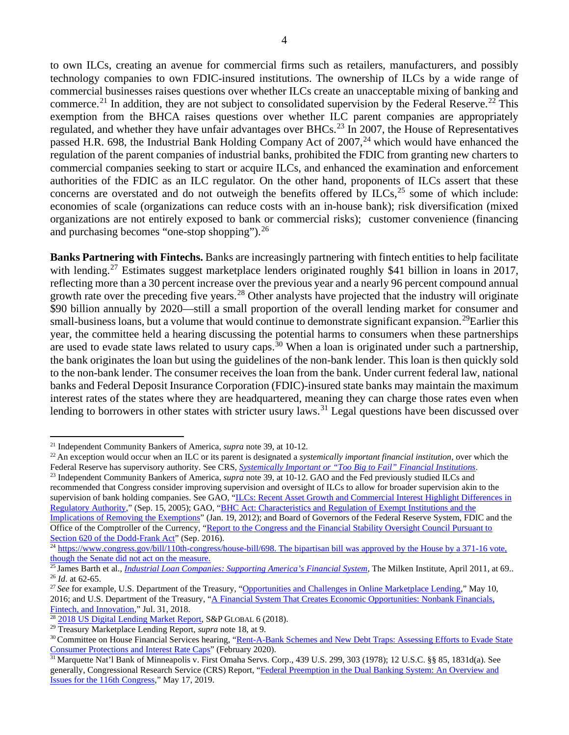to own ILCs, creating an avenue for commercial firms such as retailers, manufacturers, and possibly technology companies to own FDIC-insured institutions. The ownership of ILCs by a wide range of commercial businesses raises questions over whether ILCs create an unacceptable mixing of banking and commerce.[21] In addition, they are not subject to consolidated supervision by the Federal Reserve.[22] This exemption from the BHCA raises questions over whether ILC parent companies are appropriately regulated, and whether they have unfair advantages over BHCs.[23] In 2007, the House of Representatives passed H.R. 698, the Industrial Bank Holding Company Act of 2007,[24] which would have enhanced the regulation of the parent companies of industrial banks, prohibited the FDIC from granting new charters to commercial companies seeking to start or acquire ILCs, and enhanced the examination and enforcement authorities of the FDIC as an ILC regulator. On the other hand, proponents of ILCs assert that these concerns are overstated and do not outweigh the benefits offered by ILCs,[25] some of which include: economies of scale (organizations can reduce costs with an in-house bank); risk diversification (mixed organizations are not entirely exposed to bank or commercial risks); customer convenience (financing and purchasing becomes "one-stop shopping").[26]

**Banks Partnering with Fintechs.** Banks are increasingly partnering with fintech entities to help facilitate with lending.[27] Estimates suggest marketplace lenders originated roughly $41 billion in loans in 2017, reflecting more than a 30 percent increase over the previous year and a nearly 96 percent compound annual growth rate over the preceding five years.[28] Other analysts have projected that the industry will originate $90 billion annually by 2020—still a small proportion of the overall lending market for consumer and small-business loans, but a volume that would continue to demonstrate significant expansion.[29]Earlier this year, the committee held a hearing discussing the potential harms to consumers when these partnerships are used to evade state laws related to usury caps.[30] When a loan is originated under such a partnership, the bank originates the loan but using the guidelines of the non-bank lender. This loan is then quickly sold to the non-bank lender. The consumer receives the loan from the bank. Under current federal law, national banks and Federal Deposit Insurance Corporation (FDIC)-insured state banks may maintain the maximum interest rates of the states where they are headquartered, meaning they can charge those rates even when lending to borrowers in other states with stricter usury laws.[31] Legal questions have been discussed over

---

[21] Independent Community Bankers of America, *supra* note 39, at 10-12.

[22] An exception would occur when an ILC or its parent is designated a *systemically important financial institution*, over which the Federal Reserve has supervisory authority. See CRS, *Systemically Important or "Too Big to Fail" Financial Institutions*.

[23] Independent Community Bankers of America, *supra* note 39, at 10-12. GAO and the Fed previously studied ILCs and recommended that Congress consider improving supervision and oversight of ILCs to allow for broader supervision akin to the supervision of bank holding companies. See GAO, "ILCs: Recent Asset Growth and Commercial Interest Highlight Differences in Regulatory Authority," (Sep. 15, 2005); GAO, "BHC Act: Characteristics and Regulation of Exempt Institutions and the Implications of Removing the Exemptions" (Jan. 19, 2012); and Board of Governors of the Federal Reserve System, FDIC and the Office of the Comptroller of the Currency, "Report to the Congress and the Financial Stability Oversight Council Pursuant to Section 620 of the Dodd-Frank Act" (Sep. 2016).

[24] https://www.congress.gov/bill/110th-congress/house-bill/698. The bipartisan bill was approved by the House by a 371-16 vote, though the Senate did not act on the measure.

[25] James Barth et al., *Industrial Loan Companies: Supporting America's Financial System*, The Milken Institute, April 2011, at 69..

[26] *Id*. at 62-65.

[27] *See* for example, U.S. Department of the Treasury, "Opportunities and Challenges in Online Marketplace Lending," May 10, 2016; and U.S. Department of the Treasury, "A Financial System That Creates Economic Opportunities: Nonbank Financials, Fintech, and Innovation," Jul. 31, 2018.

[28] 2018 US Digital Lending Market Report, S&P GLOBAL 6 (2018).

[29] Treasury Marketplace Lending Report, *supra* note 18, at 9.

[30] Committee on House Financial Services hearing, "Rent-A-Bank Schemes and New Debt Traps: Assessing Efforts to Evade State Consumer Protections and Interest Rate Caps" (February 2020).

[31] Marquette Nat'l Bank of Minneapolis v. First Omaha Servs. Corp., 439 U.S. 299, 303 (1978); 12 U.S.C. §§ 85, 1831d(a). See generally, Congressional Research Service (CRS) Report, "Federal Preemption in the Dual Banking System: An Overview and Issues for the 116th Congress," May 17, 2019.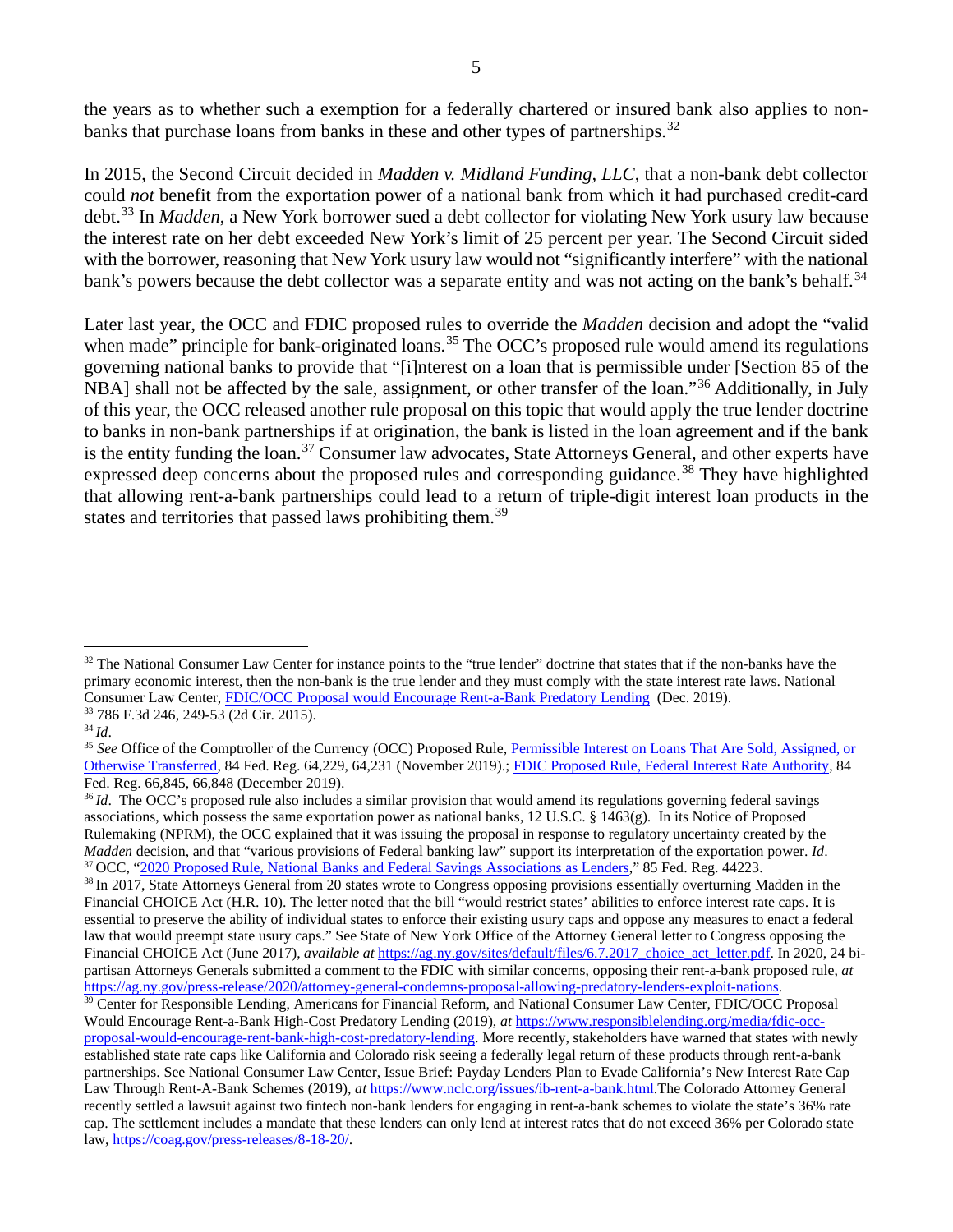the years as to whether such a exemption for a federally chartered or insured bank also applies to non-banks that purchase loans from banks in these and other types of partnerships.[32]

In 2015, the Second Circuit decided in *Madden v. Midland Funding, LLC*, that a non-bank debt collector could *not* benefit from the exportation power of a national bank from which it had purchased credit-card debt.[33] In *Madden*, a New York borrower sued a debt collector for violating New York usury law because the interest rate on her debt exceeded New York's limit of 25 percent per year. The Second Circuit sided with the borrower, reasoning that New York usury law would not "significantly interfere" with the national bank's powers because the debt collector was a separate entity and was not acting on the bank's behalf.[34]

Later last year, the OCC and FDIC proposed rules to override the *Madden* decision and adopt the "valid when made" principle for bank-originated loans.[35] The OCC's proposed rule would amend its regulations governing national banks to provide that "[i]nterest on a loan that is permissible under [Section 85 of the NBA] shall not be affected by the sale, assignment, or other transfer of the loan."[36] Additionally, in July of this year, the OCC released another rule proposal on this topic that would apply the true lender doctrine to banks in non-bank partnerships if at origination, the bank is listed in the loan agreement and if the bank is the entity funding the loan.[37] Consumer law advocates, State Attorneys General, and other experts have expressed deep concerns about the proposed rules and corresponding guidance.[38] They have highlighted that allowing rent-a-bank partnerships could lead to a return of triple-digit interest loan products in the states and territories that passed laws prohibiting them.[39]

---

[32] The National Consumer Law Center for instance points to the "true lender" doctrine that states that if the non-banks have the primary economic interest, then the non-bank is the true lender and they must comply with the state interest rate laws. National Consumer Law Center, FDIC/OCC Proposal would Encourage Rent-a-Bank Predatory Lending (Dec. 2019).

[33] 786 F.3d 246, 249-53 (2d Cir. 2015).

[34] *Id*.

[35] *See* Office of the Comptroller of the Currency (OCC) Proposed Rule, Permissible Interest on Loans That Are Sold, Assigned, or Otherwise Transferred, 84 Fed. Reg. 64,229, 64,231 (November 2019).; FDIC Proposed Rule, Federal Interest Rate Authority, 84 Fed. Reg. 66,845, 66,848 (December 2019).

[36] *Id*. The OCC's proposed rule also includes a similar provision that would amend its regulations governing federal savings associations, which possess the same exportation power as national banks, 12 U.S.C. § 1463(g). In its Notice of Proposed Rulemaking (NPRM), the OCC explained that it was issuing the proposal in response to regulatory uncertainty created by the *Madden* decision, and that "various provisions of Federal banking law" support its interpretation of the exportation power. *Id*.

[37] OCC, "2020 Proposed Rule, National Banks and Federal Savings Associations as Lenders," 85 Fed. Reg. 44223.

[38] In 2017, State Attorneys General from 20 states wrote to Congress opposing provisions essentially overturning Madden in the Financial CHOICE Act (H.R. 10). The letter noted that the bill "would restrict states' abilities to enforce interest rate caps. It is essential to preserve the ability of individual states to enforce their existing usury caps and oppose any measures to enact a federal law that would preempt state usury caps." See State of New York Office of the Attorney General letter to Congress opposing the Financial CHOICE Act (June 2017), *available at* https://ag.ny.gov/sites/default/files/6.7.2017_choice_act_letter.pdf. In 2020, 24 bi-partisan Attorneys Generals submitted a comment to the FDIC with similar concerns, opposing their rent-a-bank proposed rule, *at* https://ag.ny.gov/press-release/2020/attorney-general-condemns-proposal-allowing-predatory-lenders-exploit-nations.

[39] Center for Responsible Lending, Americans for Financial Reform, and National Consumer Law Center, FDIC/OCC Proposal Would Encourage Rent-a-Bank High-Cost Predatory Lending (2019), *at* https://www.responsiblelending.org/media/fdic-occ-proposal-would-encourage-rent-bank-high-cost-predatory-lending. More recently, stakeholders have warned that states with newly established state rate caps like California and Colorado risk seeing a federally legal return of these products through rent-a-bank partnerships. See National Consumer Law Center, Issue Brief: Payday Lenders Plan to Evade California's New Interest Rate Cap Law Through Rent-A-Bank Schemes (2019), *at* https://www.nclc.org/issues/ib-rent-a-bank.html.The Colorado Attorney General recently settled a lawsuit against two fintech non-bank lenders for engaging in rent-a-bank schemes to violate the state's 36% rate cap. The settlement includes a mandate that these lenders can only lend at interest rates that do not exceed 36% per Colorado state law, https://coag.gov/press-releases/8-18-20/.